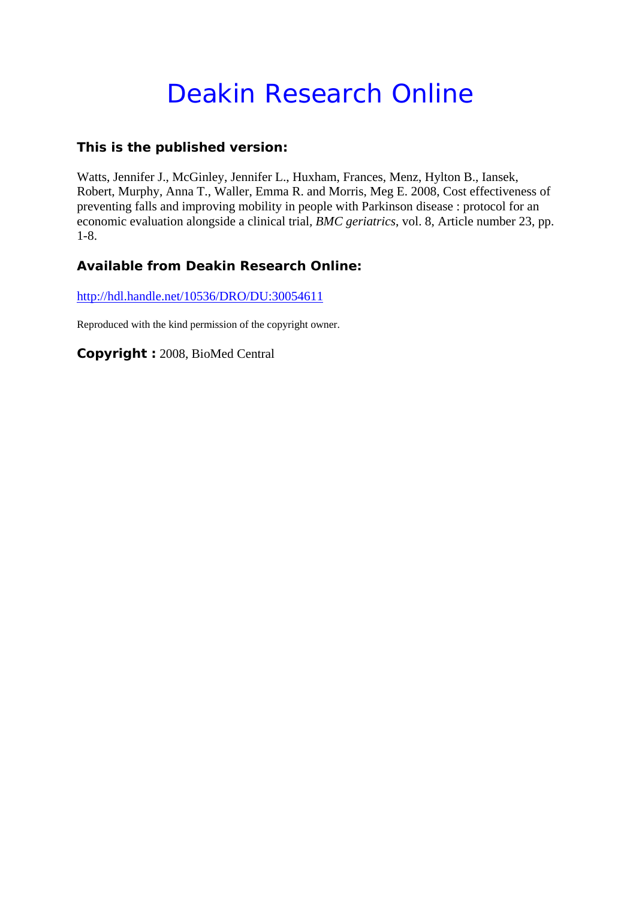# Deakin Research Online

### This is the published version:

Watts, Jennifer J., McGinley, Jennifer L., Huxham, Frances, Menz, Hylton B., Iansek, Robert, Murphy, Anna T., Waller, Emma R. and Morris, Meg E. 2008, Cost effectiveness of preventing falls and improving mobility in people with Parkinson disease : protocol for an economic evaluation alongside a clinical trial, *BMC geriatrics*, vol. 8, Article number 23, pp. 1-8.

### Available from Deakin Research Online:

http://hdl.handle.net/10536/DRO/DU:30054611

Reproduced with the kind permission of the copyright owner.

**Copyright :** 2008, BioMed Central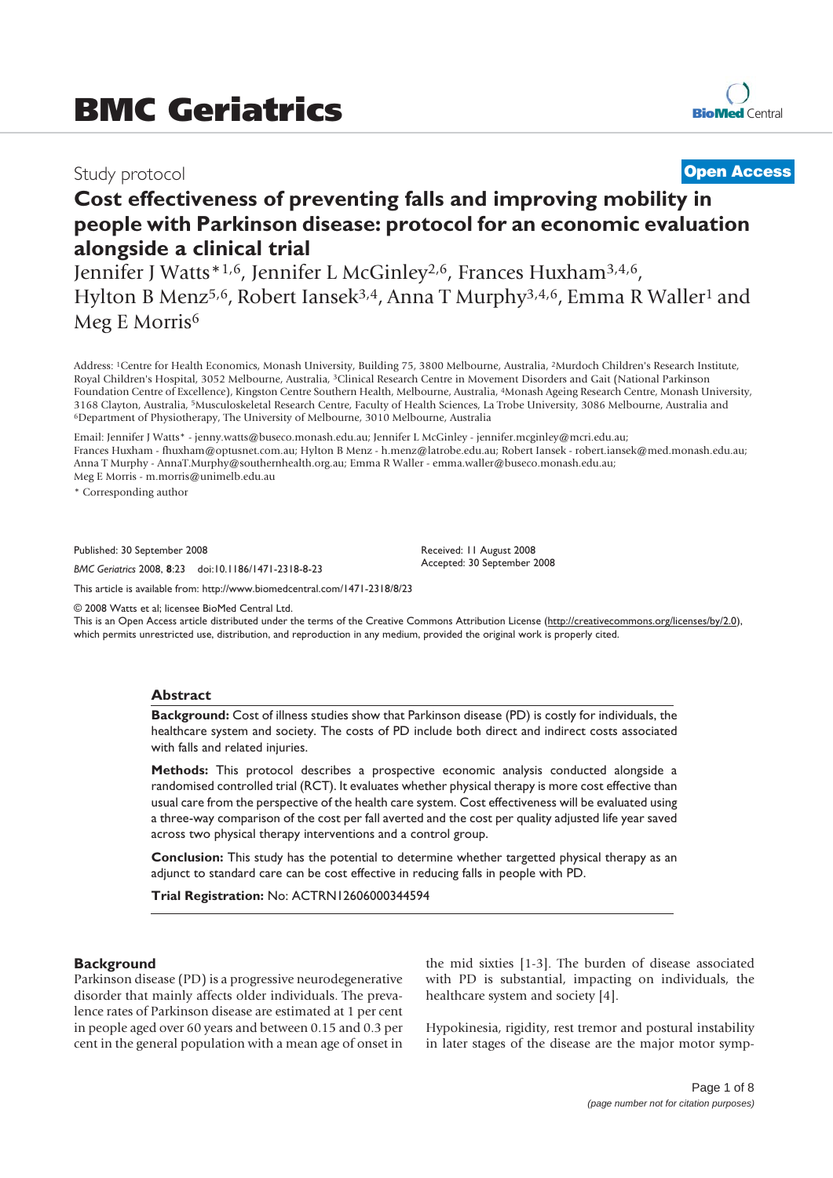# Cost effectiveness of preventing falls and improving mobility in people with Parkinson disease: protocol for an economic evaluation alongside a clinical trial

Jennifer J Watts*[1,6], Jennifer L McGinley[2,6], Frances Huxham[3,4,6], Hylton B Menz[5,6], Robert Iansek[3,4], Anna T Murphy[3,4,6], Emma R Waller[1] and Meg E Morris[6]

Address: [1]Centre for Health Economics, Monash University, Building 75, 3800 Melbourne, Australia, [2]Murdoch Children's Research Institute, Royal Children's Hospital, 3052 Melbourne, Australia, [3]Clinical Research Centre in Movement Disorders and Gait (National Parkinson Foundation Centre of Excellence), Kingston Centre Southern Health, Melbourne, Australia, [4]Monash Ageing Research Centre, Monash University, 3168 Clayton, Australia, [5]Musculoskeletal Research Centre, Faculty of Health Sciences, La Trobe University, 3086 Melbourne, Australia and [6]Department of Physiotherapy, The University of Melbourne, 3010 Melbourne, Australia

Email: Jennifer J Watts* - jenny.watts@buseco.monash.edu.au; Jennifer L McGinley - jennifer.mcginley@mcri.edu.au; Frances Huxham - fhuxham@optusnet.com.au; Hylton B Menz - h.menz@latrobe.edu.au; Robert Iansek - robert.iansek@med.monash.edu.au; Anna T Murphy - AnnaT.Murphy@southernhealth.org.au; Emma R Waller - emma.waller@buseco.monash.edu.au; Meg E Morris - m.morris@unimelb.edu.au

\* Corresponding author

Published: 30 September 2008

*BMC Geriatrics* 2008, **8**:23 doi:10.1186/1471-2318-8-23

Received: 11 August 2008
Accepted: 30 September 2008

This article is available from: http://www.biomedcentral.com/1471-2318/8/23

© 2008 Watts et al; licensee BioMed Central Ltd.
This is an Open Access article distributed under the terms of the Creative Commons Attribution License (http://creativecommons.org/licenses/by/2.0), which permits unrestricted use, distribution, and reproduction in any medium, provided the original work is properly cited.

## Abstract

**Background:** Cost of illness studies show that Parkinson disease (PD) is costly for individuals, the healthcare system and society. The costs of PD include both direct and indirect costs associated with falls and related injuries.

**Methods:** This protocol describes a prospective economic analysis conducted alongside a randomised controlled trial (RCT). It evaluates whether physical therapy is more cost effective than usual care from the perspective of the health care system. Cost effectiveness will be evaluated using a three-way comparison of the cost per fall averted and the cost per quality adjusted life year saved across two physical therapy interventions and a control group.

**Conclusion:** This study has the potential to determine whether targetted physical therapy as an adjunct to standard care can be cost effective in reducing falls in people with PD.

**Trial Registration:** No: ACTRN12606000344594

## Background

Parkinson disease (PD) is a progressive neurodegenerative disorder that mainly affects older individuals. The prevalence rates of Parkinson disease are estimated at 1 per cent in people aged over 60 years and between 0.15 and 0.3 per cent in the general population with a mean age of onset in the mid sixties [1-3]. The burden of disease associated with PD is substantial, impacting on individuals, the healthcare system and society [4].

Hypokinesia, rigidity, rest tremor and postural instability in later stages of the disease are the major motor symp-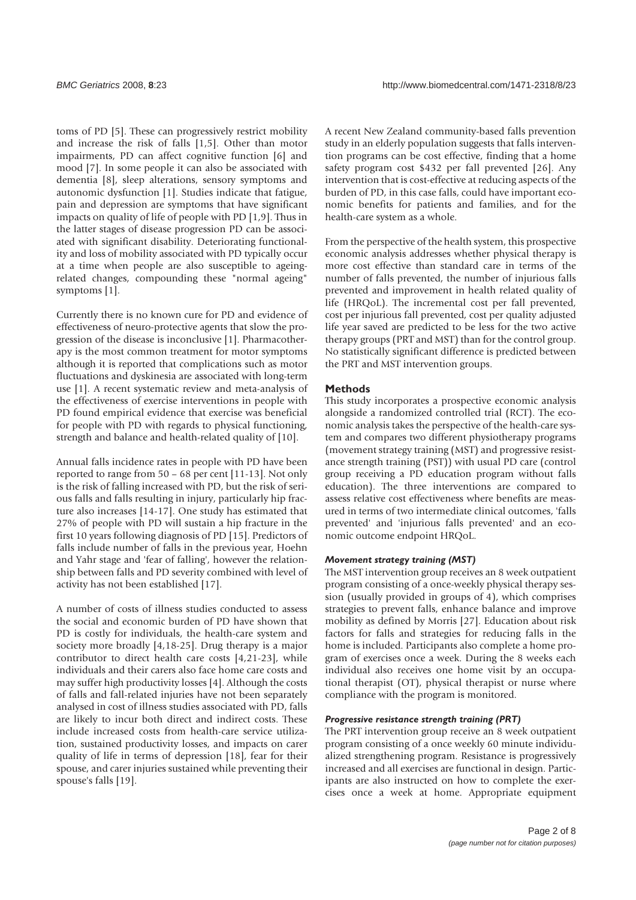toms of PD [5]. These can progressively restrict mobility and increase the risk of falls [1,5]. Other than motor impairments, PD can affect cognitive function [6] and mood [7]. In some people it can also be associated with dementia [8], sleep alterations, sensory symptoms and autonomic dysfunction [1]. Studies indicate that fatigue, pain and depression are symptoms that have significant impacts on quality of life of people with PD [1,9]. Thus in the latter stages of disease progression PD can be associated with significant disability. Deteriorating functionality and loss of mobility associated with PD typically occur at a time when people are also susceptible to ageing-related changes, compounding these "normal ageing" symptoms [1].

Currently there is no known cure for PD and evidence of effectiveness of neuro-protective agents that slow the progression of the disease is inconclusive [1]. Pharmacotherapy is the most common treatment for motor symptoms although it is reported that complications such as motor fluctuations and dyskinesia are associated with long-term use [1]. A recent systematic review and meta-analysis of the effectiveness of exercise interventions in people with PD found empirical evidence that exercise was beneficial for people with PD with regards to physical functioning, strength and balance and health-related quality of [10].

Annual falls incidence rates in people with PD have been reported to range from 50 – 68 per cent [11-13]. Not only is the risk of falling increased with PD, but the risk of serious falls and falls resulting in injury, particularly hip fracture also increases [14-17]. One study has estimated that 27% of people with PD will sustain a hip fracture in the first 10 years following diagnosis of PD [15]. Predictors of falls include number of falls in the previous year, Hoehn and Yahr stage and 'fear of falling', however the relationship between falls and PD severity combined with level of activity has not been established [17].

A number of costs of illness studies conducted to assess the social and economic burden of PD have shown that PD is costly for individuals, the health-care system and society more broadly [4,18-25]. Drug therapy is a major contributor to direct health care costs [4,21-23], while individuals and their carers also face home care costs and may suffer high productivity losses [4]. Although the costs of falls and fall-related injuries have not been separately analysed in cost of illness studies associated with PD, falls are likely to incur both direct and indirect costs. These include increased costs from health-care service utilization, sustained productivity losses, and impacts on carer quality of life in terms of depression [18], fear for their spouse, and carer injuries sustained while preventing their spouse's falls [19].

A recent New Zealand community-based falls prevention study in an elderly population suggests that falls intervention programs can be cost effective, finding that a home safety program cost $432 per fall prevented [26]. Any intervention that is cost-effective at reducing aspects of the burden of PD, in this case falls, could have important economic benefits for patients and families, and for the health-care system as a whole.

From the perspective of the health system, this prospective economic analysis addresses whether physical therapy is more cost effective than standard care in terms of the number of falls prevented, the number of injurious falls prevented and improvement in health related quality of life (HRQoL). The incremental cost per fall prevented, cost per injurious fall prevented, cost per quality adjusted life year saved are predicted to be less for the two active therapy groups (PRT and MST) than for the control group. No statistically significant difference is predicted between the PRT and MST intervention groups.

## Methods

This study incorporates a prospective economic analysis alongside a randomized controlled trial (RCT). The economic analysis takes the perspective of the health-care system and compares two different physiotherapy programs (movement strategy training (MST) and progressive resistance strength training (PST)) with usual PD care (control group receiving a PD education program without falls education). The three interventions are compared to assess relative cost effectiveness where benefits are measured in terms of two intermediate clinical outcomes, 'falls prevented' and 'injurious falls prevented' and an economic outcome endpoint HRQoL.

### *Movement strategy training (MST)*

The MST intervention group receives an 8 week outpatient program consisting of a once-weekly physical therapy session (usually provided in groups of 4), which comprises strategies to prevent falls, enhance balance and improve mobility as defined by Morris [27]. Education about risk factors for falls and strategies for reducing falls in the home is included. Participants also complete a home program of exercises once a week. During the 8 weeks each individual also receives one home visit by an occupational therapist (OT), physical therapist or nurse where compliance with the program is monitored.

### *Progressive resistance strength training (PRT)*

The PRT intervention group receive an 8 week outpatient program consisting of a once weekly 60 minute individualized strengthening program. Resistance is progressively increased and all exercises are functional in design. Participants are also instructed on how to complete the exercises once a week at home. Appropriate equipment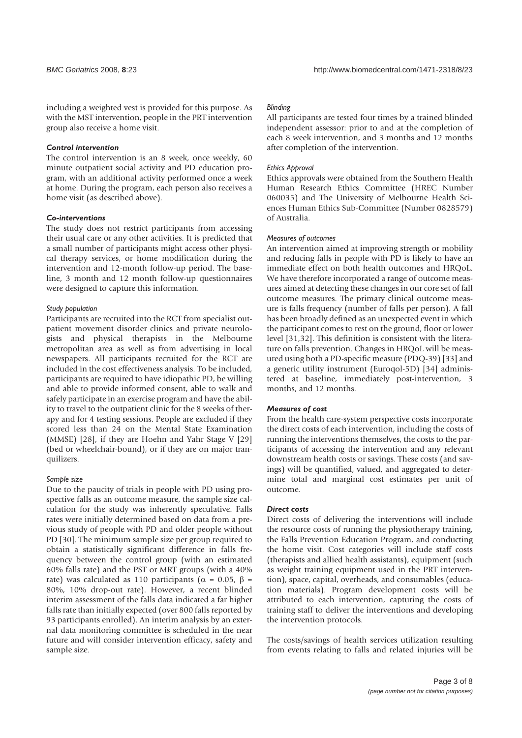including a weighted vest is provided for this purpose. As with the MST intervention, people in the PRT intervention group also receive a home visit.

### *Control intervention*

The control intervention is an 8 week, once weekly, 60 minute outpatient social activity and PD education program, with an additional activity performed once a week at home. During the program, each person also receives a home visit (as described above).

### *Co-interventions*

The study does not restrict participants from accessing their usual care or any other activities. It is predicted that a small number of participants might access other physical therapy services, or home modification during the intervention and 12-month follow-up period. The baseline, 3 month and 12 month follow-up questionnaires were designed to capture this information.

#### *Study population*

Participants are recruited into the RCT from specialist outpatient movement disorder clinics and private neurologists and physical therapists in the Melbourne metropolitan area as well as from advertising in local newspapers. All participants recruited for the RCT are included in the cost effectiveness analysis. To be included, participants are required to have idiopathic PD, be willing and able to provide informed consent, able to walk and safely participate in an exercise program and have the ability to travel to the outpatient clinic for the 8 weeks of therapy and for 4 testing sessions. People are excluded if they scored less than 24 on the Mental State Examination (MMSE) [28], if they are Hoehn and Yahr Stage V [29] (bed or wheelchair-bound), or if they are on major tranquilizers.

#### *Sample size*

Due to the paucity of trials in people with PD using prospective falls as an outcome measure, the sample size calculation for the study was inherently speculative. Falls rates were initially determined based on data from a previous study of people with PD and older people without PD [30]. The minimum sample size per group required to obtain a statistically significant difference in falls frequency between the control group (with an estimated 60% falls rate) and the PST or MRT groups (with a 40% rate) was calculated as 110 participants ($\alpha$ = 0.05, $\beta$ = 80%, 10% drop-out rate). However, a recent blinded interim assessment of the falls data indicated a far higher falls rate than initially expected (over 800 falls reported by 93 participants enrolled). An interim analysis by an external data monitoring committee is scheduled in the near future and will consider intervention efficacy, safety and sample size.

#### *Blinding*

All participants are tested four times by a trained blinded independent assessor: prior to and at the completion of each 8 week intervention, and 3 months and 12 months after completion of the intervention.

#### *Ethics Approval*

Ethics approvals were obtained from the Southern Health Human Research Ethics Committee (HREC Number 060035) and The University of Melbourne Health Sciences Human Ethics Sub-Committee (Number 0828579) of Australia.

#### *Measures of outcomes*

An intervention aimed at improving strength or mobility and reducing falls in people with PD is likely to have an immediate effect on both health outcomes and HRQoL. We have therefore incorporated a range of outcome measures aimed at detecting these changes in our core set of fall outcome measures. The primary clinical outcome measure is falls frequency (number of falls per person). A fall has been broadly defined as an unexpected event in which the participant comes to rest on the ground, floor or lower level [31,32]. This definition is consistent with the literature on falls prevention. Changes in HRQoL will be measured using both a PD-specific measure (PDQ-39) [33] and a generic utility instrument (Euroqol-5D) [34] administered at baseline, immediately post-intervention, 3 months, and 12 months.

### *Measures of cost*

From the health care-system perspective costs incorporate the direct costs of each intervention, including the costs of running the interventions themselves, the costs to the participants of accessing the intervention and any relevant downstream health costs or savings. These costs (and savings) will be quantified, valued, and aggregated to determine total and marginal cost estimates per unit of outcome.

### *Direct costs*

Direct costs of delivering the interventions will include the resource costs of running the physiotherapy training, the Falls Prevention Education Program, and conducting the home visit. Cost categories will include staff costs (therapists and allied health assistants), equipment (such as weight training equipment used in the PRT intervention), space, capital, overheads, and consumables (education materials). Program development costs will be attributed to each intervention, capturing the costs of training staff to deliver the interventions and developing the intervention protocols.

The costs/savings of health services utilization resulting from events relating to falls and related injuries will be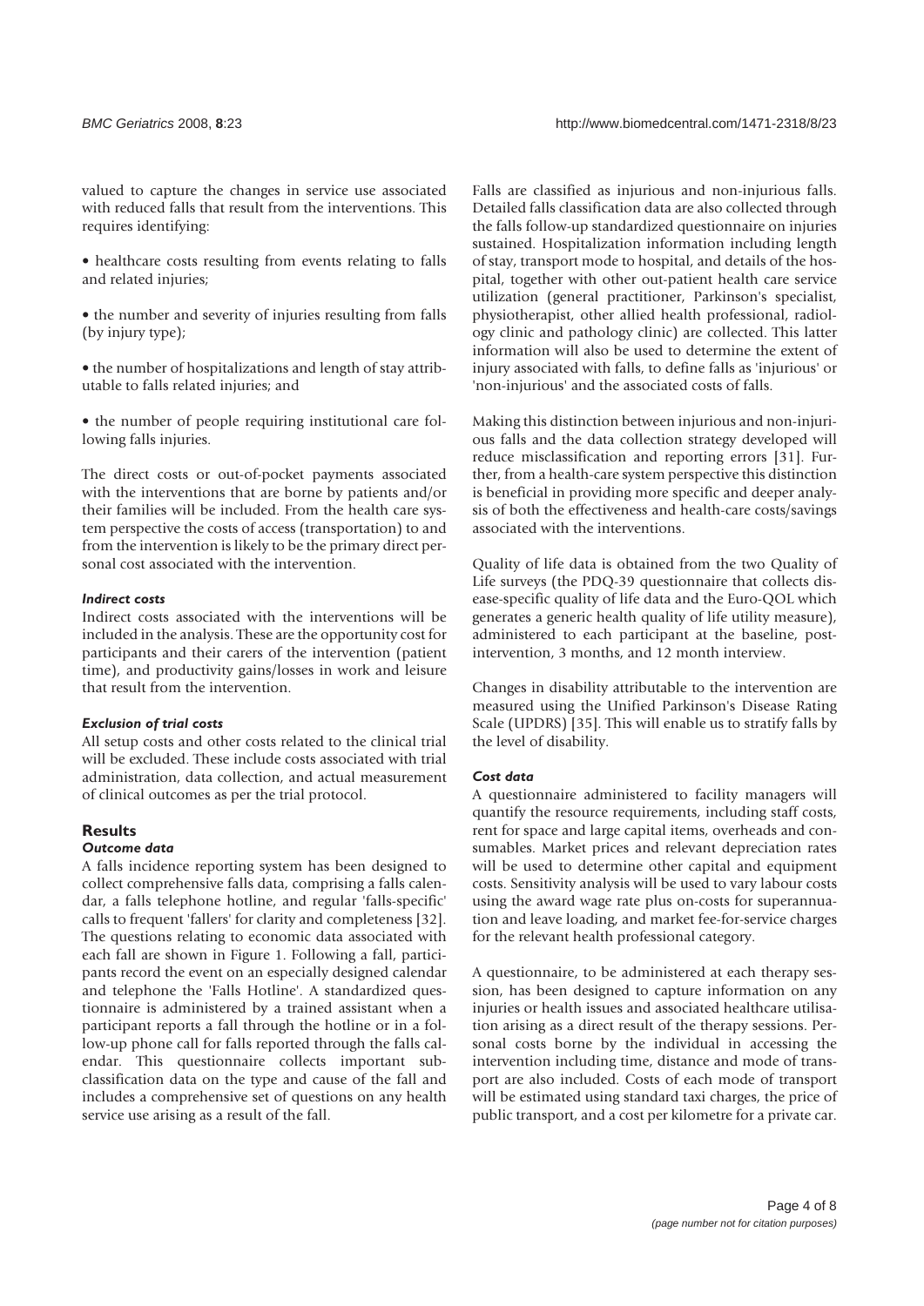valued to capture the changes in service use associated with reduced falls that result from the interventions. This requires identifying:

- healthcare costs resulting from events relating to falls and related injuries;

- the number and severity of injuries resulting from falls (by injury type);

- the number of hospitalizations and length of stay attributable to falls related injuries; and

- the number of people requiring institutional care following falls injuries.

The direct costs or out-of-pocket payments associated with the interventions that are borne by patients and/or their families will be included. From the health care system perspective the costs of access (transportation) to and from the intervention is likely to be the primary direct personal cost associated with the intervention.

#### *Indirect costs*

Indirect costs associated with the interventions will be included in the analysis. These are the opportunity cost for participants and their carers of the intervention (patient time), and productivity gains/losses in work and leisure that result from the intervention.

#### *Exclusion of trial costs*

All setup costs and other costs related to the clinical trial will be excluded. These include costs associated with trial administration, data collection, and actual measurement of clinical outcomes as per the trial protocol.

## Results

#### *Outcome data*

A falls incidence reporting system has been designed to collect comprehensive falls data, comprising a falls calendar, a falls telephone hotline, and regular 'falls-specific' calls to frequent 'fallers' for clarity and completeness [32]. The questions relating to economic data associated with each fall are shown in Figure 1. Following a fall, participants record the event on an especially designed calendar and telephone the 'Falls Hotline'. A standardized questionnaire is administered by a trained assistant when a participant reports a fall through the hotline or in a follow-up phone call for falls reported through the falls calendar. This questionnaire collects important subclassification data on the type and cause of the fall and includes a comprehensive set of questions on any health service use arising as a result of the fall.

Falls are classified as injurious and non-injurious falls. Detailed falls classification data are also collected through the falls follow-up standardized questionnaire on injuries sustained. Hospitalization information including length of stay, transport mode to hospital, and details of the hospital, together with other out-patient health care service utilization (general practitioner, Parkinson's specialist, physiotherapist, other allied health professional, radiology clinic and pathology clinic) are collected. This latter information will also be used to determine the extent of injury associated with falls, to define falls as 'injurious' or 'non-injurious' and the associated costs of falls.

Making this distinction between injurious and non-injurious falls and the data collection strategy developed will reduce misclassification and reporting errors [31]. Further, from a health-care system perspective this distinction is beneficial in providing more specific and deeper analysis of both the effectiveness and health-care costs/savings associated with the interventions.

Quality of life data is obtained from the two Quality of Life surveys (the PDQ-39 questionnaire that collects disease-specific quality of life data and the Euro-QOL which generates a generic health quality of life utility measure), administered to each participant at the baseline, post-intervention, 3 months, and 12 month interview.

Changes in disability attributable to the intervention are measured using the Unified Parkinson's Disease Rating Scale (UPDRS) [35]. This will enable us to stratify falls by the level of disability.

#### *Cost data*

A questionnaire administered to facility managers will quantify the resource requirements, including staff costs, rent for space and large capital items, overheads and consumables. Market prices and relevant depreciation rates will be used to determine other capital and equipment costs. Sensitivity analysis will be used to vary labour costs using the award wage rate plus on-costs for superannuation and leave loading, and market fee-for-service charges for the relevant health professional category.

A questionnaire, to be administered at each therapy session, has been designed to capture information on any injuries or health issues and associated healthcare utilisation arising as a direct result of the therapy sessions. Personal costs borne by the individual in accessing the intervention including time, distance and mode of transport are also included. Costs of each mode of transport will be estimated using standard taxi charges, the price of public transport, and a cost per kilometre for a private car.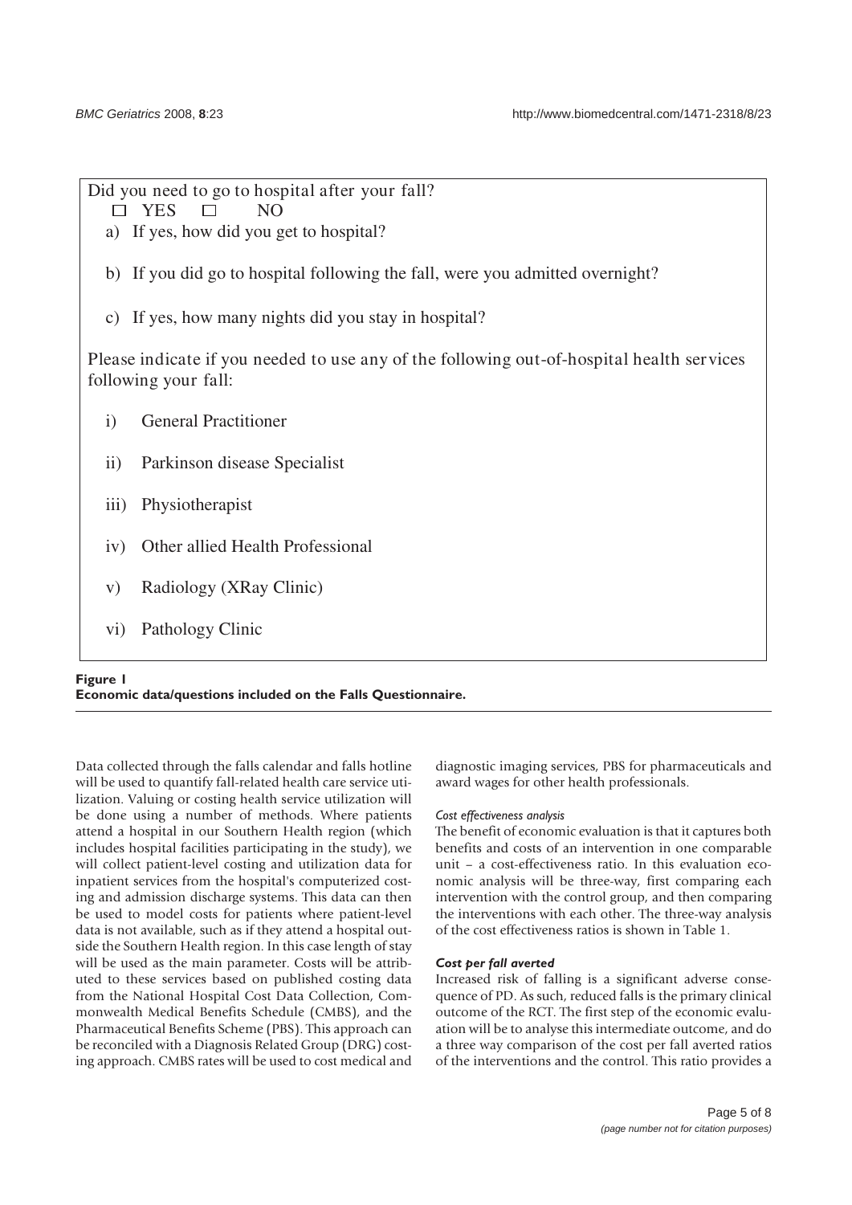Did you need to go to hospital after your fall?

☐ YES ☐ NO

a) If yes, how did you get to hospital?

b) If you did go to hospital following the fall, were you admitted overnight?

c) If yes, how many nights did you stay in hospital?

Please indicate if you needed to use any of the following out-of-hospital health services following your fall:

i) General Practitioner

ii) Parkinson disease Specialist

iii) Physiotherapist

iv) Other allied Health Professional

v) Radiology (XRay Clinic)

vi) Pathology Clinic

**Figure 1**
**Economic data/questions included on the Falls Questionnaire.**

Data collected through the falls calendar and falls hotline will be used to quantify fall-related health care service utilization. Valuing or costing health service utilization will be done using a number of methods. Where patients attend a hospital in our Southern Health region (which includes hospital facilities participating in the study), we will collect patient-level costing and utilization data for inpatient services from the hospital's computerized costing and admission discharge systems. This data can then be used to model costs for patients where patient-level data is not available, such as if they attend a hospital outside the Southern Health region. In this case length of stay will be used as the main parameter. Costs will be attributed to these services based on published costing data from the National Hospital Cost Data Collection, Commonwealth Medical Benefits Schedule (CMBS), and the Pharmaceutical Benefits Scheme (PBS). This approach can be reconciled with a Diagnosis Related Group (DRG) costing approach. CMBS rates will be used to cost medical and diagnostic imaging services, PBS for pharmaceuticals and award wages for other health professionals.

*Cost effectiveness analysis*

The benefit of economic evaluation is that it captures both benefits and costs of an intervention in one comparable unit – a cost-effectiveness ratio. In this evaluation economic analysis will be three-way, first comparing each intervention with the control group, and then comparing the interventions with each other. The three-way analysis of the cost effectiveness ratios is shown in Table 1.

***Cost per fall averted***

Increased risk of falling is a significant adverse consequence of PD. As such, reduced falls is the primary clinical outcome of the RCT. The first step of the economic evaluation will be to analyse this intermediate outcome, and do a three way comparison of the cost per fall averted ratios of the interventions and the control. This ratio provides a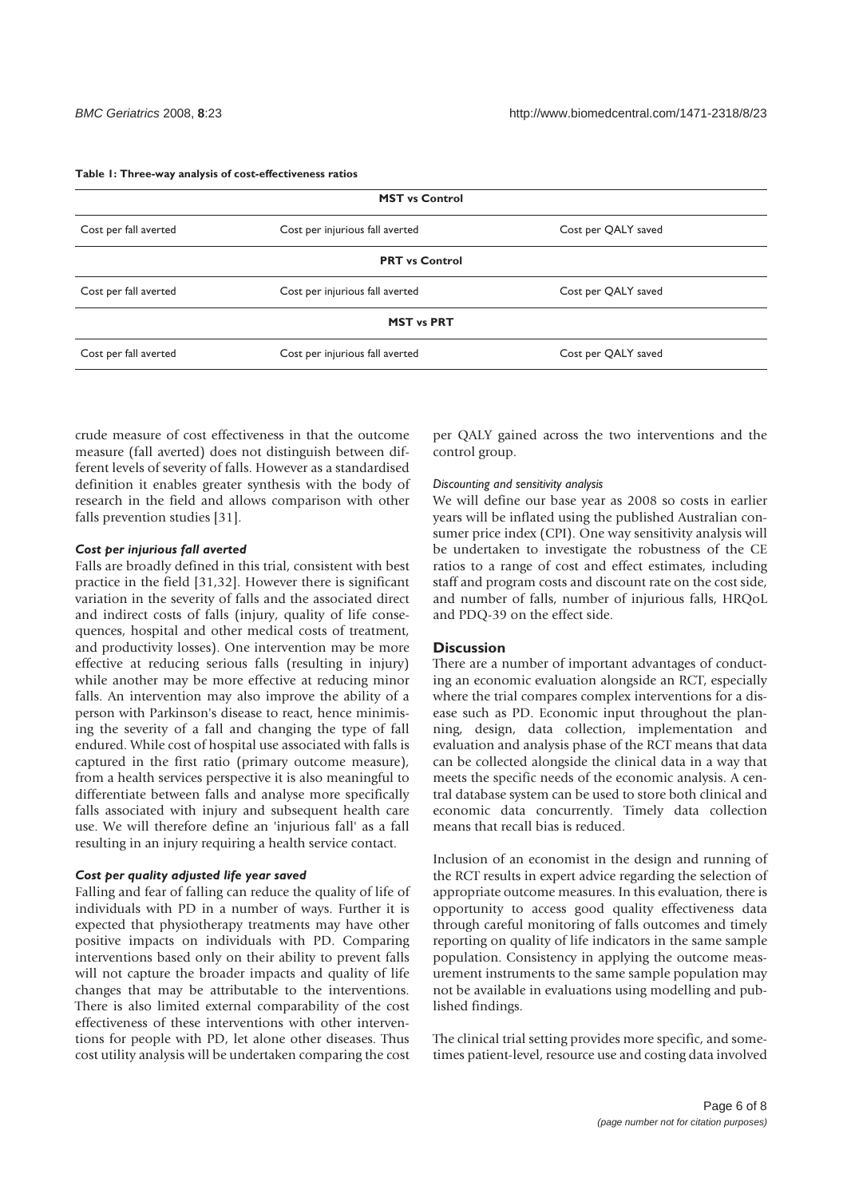**Table 1: Three-way analysis of cost-effectiveness ratios**

| MST vs Control | | |
|---|---|---|
| Cost per fall averted | Cost per injurious fall averted | Cost per QALY saved |
| **PRT vs Control** | | |
| Cost per fall averted | Cost per injurious fall averted | Cost per QALY saved |
| **MST vs PRT** | | |
| Cost per fall averted | Cost per injurious fall averted | Cost per QALY saved |

crude measure of cost effectiveness in that the outcome measure (fall averted) does not distinguish between different levels of severity of falls. However as a standardised definition it enables greater synthesis with the body of research in the field and allows comparison with other falls prevention studies [31].

#### *Cost per injurious fall averted*

Falls are broadly defined in this trial, consistent with best practice in the field [31,32]. However there is significant variation in the severity of falls and the associated direct and indirect costs of falls (injury, quality of life consequences, hospital and other medical costs of treatment, and productivity losses). One intervention may be more effective at reducing serious falls (resulting in injury) while another may be more effective at reducing minor falls. An intervention may also improve the ability of a person with Parkinson's disease to react, hence minimising the severity of a fall and changing the type of fall endured. While cost of hospital use associated with falls is captured in the first ratio (primary outcome measure), from a health services perspective it is also meaningful to differentiate between falls and analyse more specifically falls associated with injury and subsequent health care use. We will therefore define an 'injurious fall' as a fall resulting in an injury requiring a health service contact.

#### *Cost per quality adjusted life year saved*

Falling and fear of falling can reduce the quality of life of individuals with PD in a number of ways. Further it is expected that physiotherapy treatments may have other positive impacts on individuals with PD. Comparing interventions based only on their ability to prevent falls will not capture the broader impacts and quality of life changes that may be attributable to the interventions. There is also limited external comparability of the cost effectiveness of these interventions with other interventions for people with PD, let alone other diseases. Thus cost utility analysis will be undertaken comparing the cost per QALY gained across the two interventions and the control group.

#### *Discounting and sensitivity analysis*

We will define our base year as 2008 so costs in earlier years will be inflated using the published Australian consumer price index (CPI). One way sensitivity analysis will be undertaken to investigate the robustness of the CE ratios to a range of cost and effect estimates, including staff and program costs and discount rate on the cost side, and number of falls, number of injurious falls, HRQoL and PDQ-39 on the effect side.

## Discussion

There are a number of important advantages of conducting an economic evaluation alongside an RCT, especially where the trial compares complex interventions for a disease such as PD. Economic input throughout the planning, design, data collection, implementation and evaluation and analysis phase of the RCT means that data can be collected alongside the clinical data in a way that meets the specific needs of the economic analysis. A central database system can be used to store both clinical and economic data concurrently. Timely data collection means that recall bias is reduced.

Inclusion of an economist in the design and running of the RCT results in expert advice regarding the selection of appropriate outcome measures. In this evaluation, there is opportunity to access good quality effectiveness data through careful monitoring of falls outcomes and timely reporting on quality of life indicators in the same sample population. Consistency in applying the outcome measurement instruments to the same sample population may not be available in evaluations using modelling and published findings.

The clinical trial setting provides more specific, and sometimes patient-level, resource use and costing data involved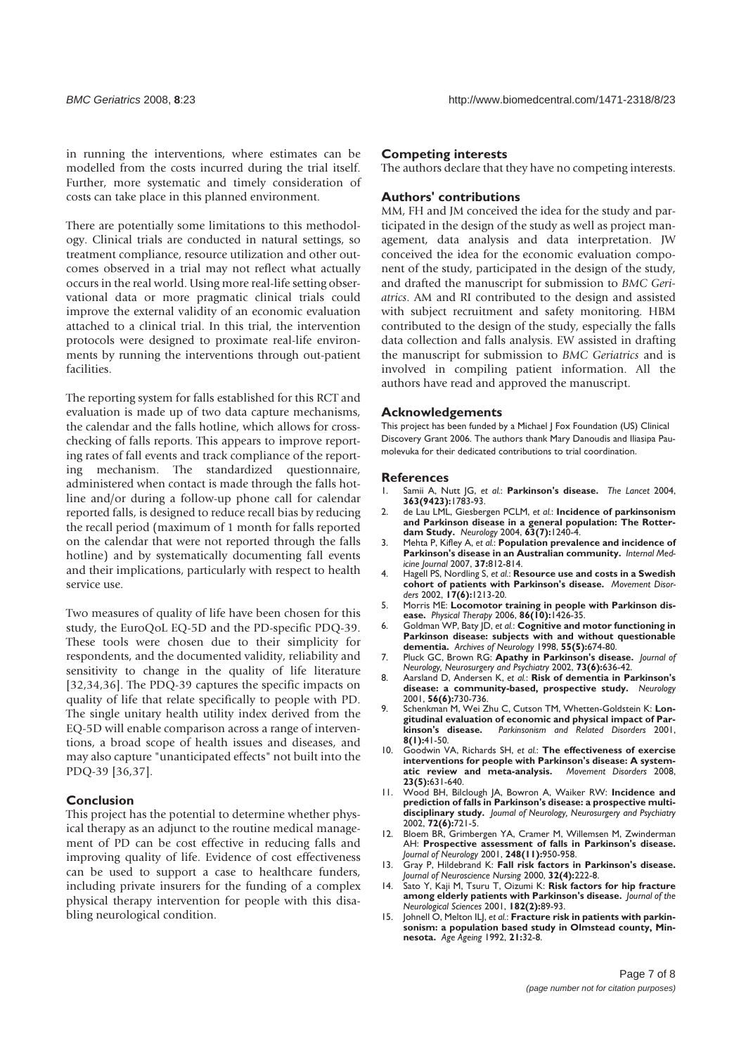in running the interventions, where estimates can be modelled from the costs incurred during the trial itself. Further, more systematic and timely consideration of costs can take place in this planned environment.

There are potentially some limitations to this methodology. Clinical trials are conducted in natural settings, so treatment compliance, resource utilization and other outcomes observed in a trial may not reflect what actually occurs in the real world. Using more real-life setting observational data or more pragmatic clinical trials could improve the external validity of an economic evaluation attached to a clinical trial. In this trial, the intervention protocols were designed to proximate real-life environments by running the interventions through out-patient facilities.

The reporting system for falls established for this RCT and evaluation is made up of two data capture mechanisms, the calendar and the falls hotline, which allows for cross-checking of falls reports. This appears to improve reporting rates of fall events and track compliance of the reporting mechanism. The standardized questionnaire, administered when contact is made through the falls hotline and/or during a follow-up phone call for calendar reported falls, is designed to reduce recall bias by reducing the recall period (maximum of 1 month for falls reported on the calendar that were not reported through the falls hotline) and by systematically documenting fall events and their implications, particularly with respect to health service use.

Two measures of quality of life have been chosen for this study, the EuroQoL EQ-5D and the PD-specific PDQ-39. These tools were chosen due to their simplicity for respondents, and the documented validity, reliability and sensitivity to change in the quality of life literature [32,34,36]. The PDQ-39 captures the specific impacts on quality of life that relate specifically to people with PD. The single unitary health utility index derived from the EQ-5D will enable comparison across a range of interventions, a broad scope of health issues and diseases, and may also capture "unanticipated effects" not built into the PDQ-39 [36,37].

## Conclusion

This project has the potential to determine whether physical therapy as an adjunct to the routine medical management of PD can be cost effective in reducing falls and improving quality of life. Evidence of cost effectiveness can be used to support a case to healthcare funders, including private insurers for the funding of a complex physical therapy intervention for people with this disabling neurological condition.

## Competing interests

The authors declare that they have no competing interests.

## Authors' contributions

MM, FH and JM conceived the idea for the study and participated in the design of the study as well as project management, data analysis and data interpretation. JW conceived the idea for the economic evaluation component of the study, participated in the design of the study, and drafted the manuscript for submission to *BMC Geriatrics*. AM and RI contributed to the design and assisted with subject recruitment and safety monitoring. HBM contributed to the design of the study, especially the falls data collection and falls analysis. EW assisted in drafting the manuscript for submission to *BMC Geriatrics* and is involved in compiling patient information. All the authors have read and approved the manuscript.

## Acknowledgements

This project has been funded by a Michael J Fox Foundation (US) Clinical Discovery Grant 2006. The authors thank Mary Danoudis and Iliasipa Paumolevuka for their dedicated contributions to trial coordination.

## References

1. Samii A, Nutt JG, *et al.*: **Parkinson's disease.** *The Lancet* 2004, **363(9423):**1783-93.
2. de Lau LML, Giesbergen PCLM, *et al.*: **Incidence of parkinsonism and Parkinson disease in a general population: The Rotterdam Study.** *Neurology* 2004, **63(7):**1240-4.
3. Mehta P, Kifley A, *et al.*: **Population prevalence and incidence of Parkinson's disease in an Australian community.** *Internal Medicine Journal* 2007, **37:**812-814.
4. Hagell PS, Nordling S, *et al.*: **Resource use and costs in a Swedish cohort of patients with Parkinson's disease.** *Movement Disorders* 2002, **17(6):**1213-20.
5. Morris ME: **Locomotor training in people with Parkinson disease.** *Physical Therapy* 2006, **86(10):**1426-35.
6. Goldman WP, Baty JD, *et al.*: **Cognitive and motor functioning in Parkinson disease: subjects with and without questionable dementia.** *Archives of Neurology* 1998, **55(5):**674-80.
7. Pluck GC, Brown RG: **Apathy in Parkinson's disease.** *Journal of Neurology, Neurosurgery and Psychiatry* 2002, **73(6):**636-42.
8. Aarsland D, Andersen K, *et al.*: **Risk of dementia in Parkinson's disease: a community-based, prospective study.** *Neurology* 2001, **56(6):**730-736.
9. Schenkman M, Wei Zhu C, Cutson TM, Whetten-Goldstein K: **Longitudinal evaluation of economic and physical impact of Parkinson's disease.** *Parkinsonism and Related Disorders* 2001, **8(1):**41-50.
10. Goodwin VA, Richards SH, *et al.*: **The effectiveness of exercise interventions for people with Parkinson's disease: A systematic review and meta-analysis.** *Movement Disorders* 2008, **23(5):**631-640.
11. Wood BH, Bilclough JA, Bowron A, Waiker RW: **Incidence and prediction of falls in Parkinson's disease: a prospective multidisciplinary study.** *Journal of Neurology, Neurosurgery and Psychiatry* 2002, **72(6):**721-5.
12. Bloem BR, Grimbergen YA, Cramer M, Willemsen M, Zwinderman AH: **Prospective assessment of falls in Parkinson's disease.** *Journal of Neurology* 2001, **248(11):**950-958.
13. Gray P, Hildebrand K: **Fall risk factors in Parkinson's disease.** *Journal of Neuroscience Nursing* 2000, **32(4):**222-8.
14. Sato Y, Kaji M, Tsuru T, Oizumi K: **Risk factors for hip fracture among elderly patients with Parkinson's disease.** *Journal of the Neurological Sciences* 2001, **182(2):**89-93.
15. Johnell O, Melton ILJ, *et al.*: **Fracture risk in patients with parkinsonism: a population based study in Olmstead county, Minnesota.** *Age Ageing* 1992, **21:**32-8.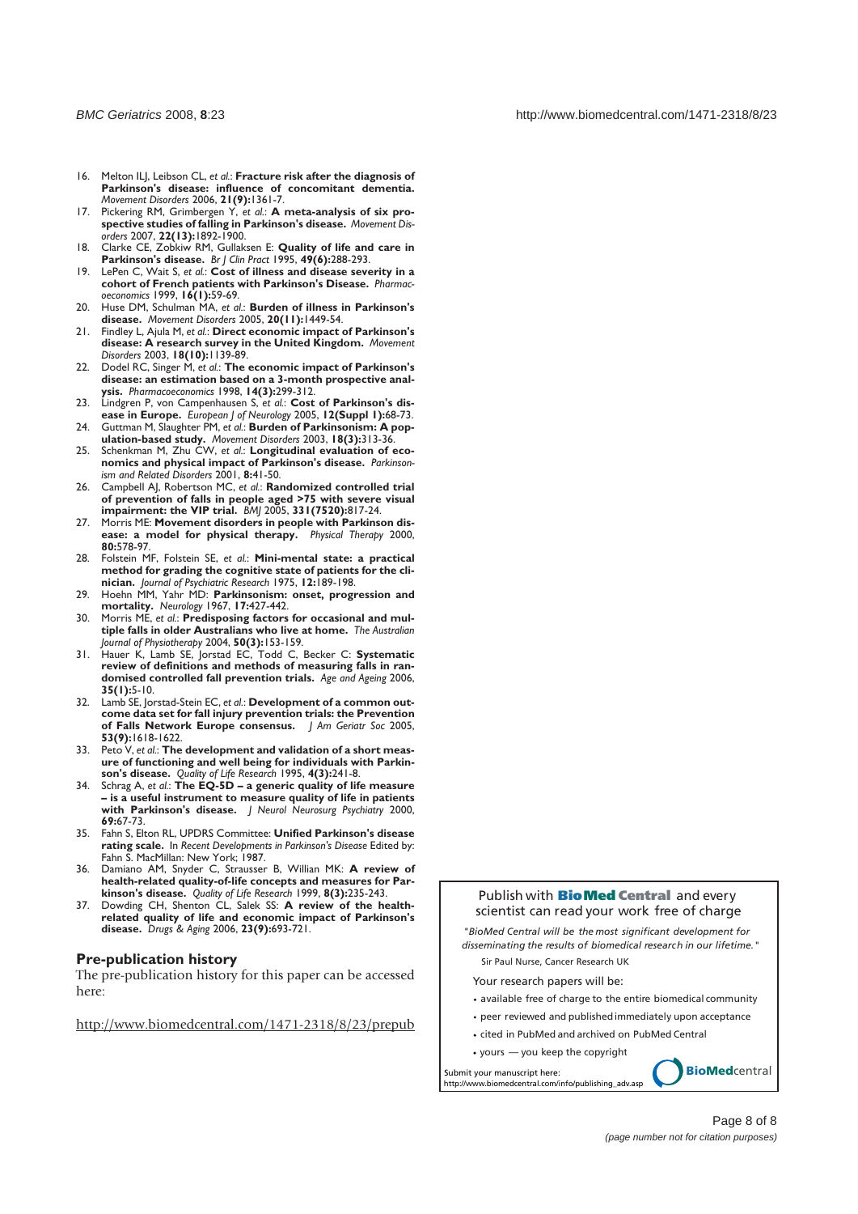16. Melton LJ, Leibson CL, *et al.*: **Fracture risk after the diagnosis of Parkinson's disease: influence of concomitant dementia.** *Movement Disorders* 2006, **21(9):**1361-7.
17. Pickering RM, Grimbergen Y, *et al.*: **A meta-analysis of six prospective studies of falling in Parkinson's disease.** *Movement Disorders* 2007, **22(13):**1892-1900.
18. Clarke CE, Zobkiw RM, Gullaksen E: **Quality of life and care in Parkinson's disease.** *Br J Clin Pract* 1995, **49(6):**288-293.
19. LePen C, Wait S, *et al.*: **Cost of illness and disease severity in a cohort of French patients with Parkinson's Disease.** *Pharmacoeconomics* 1999, **16(1):**59-69.
20. Huse DM, Schulman MA, *et al.*: **Burden of illness in Parkinson's disease.** *Movement Disorders* 2005, **20(11):**1449-54.
21. Findley L, Ajula M, *et al.*: **Direct economic impact of Parkinson's disease: A research survey in the United Kingdom.** *Movement Disorders* 2003, **18(10):**1139-89.
22. Dodel RC, Singer M, *et al.*: **The economic impact of Parkinson's disease: an estimation based on a 3-month prospective analysis.** *Pharmacoeconomics* 1998, **14(3):**299-312.
23. Lindgren P, von Campenhausen S, *et al.*: **Cost of Parkinson's disease in Europe.** *European J of Neurology* 2005, **12(Suppl 1):**68-73.
24. Guttman M, Slaughter PM, *et al.*: **Burden of Parkinsonism: A population-based study.** *Movement Disorders* 2003, **18(3):**313-36.
25. Schenkman M, Zhu CW, *et al.*: **Longitudinal evaluation of economics and physical impact of Parkinson's disease.** *Parkinsonism and Related Disorders* 2001, **8:**41-50.
26. Campbell AJ, Robertson MC, *et al.*: **Randomized controlled trial of prevention of falls in people aged >75 with severe visual impairment: the VIP trial.** *BMJ* 2005, **331(7520):**817-24.
27. Morris ME: **Movement disorders in people with Parkinson disease: a model for physical therapy.** *Physical Therapy* 2000, **80:**578-97.
28. Folstein MF, Folstein SE, *et al.*: **Mini-mental state: a practical method for grading the cognitive state of patients for the clinician.** *Journal of Psychiatric Research* 1975, **12:**189-198.
29. Hoehn MM, Yahr MD: **Parkinsonism: onset, progression and mortality.** *Neurology* 1967, **17:**427-442.
30. Morris ME, *et al.*: **Predisposing factors for occasional and multiple falls in older Australians who live at home.** *The Australian Journal of Physiotherapy* 2004, **50(3):**153-159.
31. Hauer K, Lamb SE, Jorstad EC, Todd C, Becker C: **Systematic review of definitions and methods of measuring falls in randomised controlled fall prevention trials.** *Age and Ageing* 2006, **35(1):**5-10.
32. Lamb SE, Jorstad-Stein EC, *et al.*: **Development of a common outcome data set for fall injury prevention trials: the Prevention of Falls Network Europe consensus.** *J Am Geriatr Soc* 2005, **53(9):**1618-1622.
33. Peto V, *et al.*: **The development and validation of a short measure of functioning and well being for individuals with Parkinson's disease.** *Quality of Life Research* 1995, **4(3):**241-8.
34. Schrag A, *et al.*: **The EQ-5D – a generic quality of life measure – is a useful instrument to measure quality of life in patients with Parkinson's disease.** *J Neurol Neurosurg Psychiatry* 2000, **69:**67-73.
35. Fahn S, Elton RL, UPDRS Committee: **Unified Parkinson's disease rating scale.** In *Recent Developments in Parkinson's Disease* Edited by: Fahn S. MacMillan: New York; 1987.
36. Damiano AM, Snyder C, Strausser B, Willian MK: **A review of health-related quality-of-life concepts and measures for Parkinson's disease.** *Quality of Life Research* 1999, **8(3):**235-243.
37. Dowding CH, Shenton CL, Salek SS: **A review of the health-related quality of life and economic impact of Parkinson's disease.** *Drugs & Aging* 2006, **23(9):**693-721.

## Pre-publication history

The pre-publication history for this paper can be accessed here:

http://www.biomedcentral.com/1471-2318/8/23/prepub

Publish with **BioMed Central** and every scientist can read your work free of charge

*"BioMed Central will be the most significant development for disseminating the results of biomedical research in our lifetime."*

Sir Paul Nurse, Cancer Research UK

Your research papers will be:

- available free of charge to the entire biomedical community
- peer reviewed and published immediately upon acceptance
- cited in PubMed and archived on PubMed Central
- yours — you keep the copyright

Submit your manuscript here:
http://www.biomedcentral.com/info/publishing_adv.asp

**BioMed**central